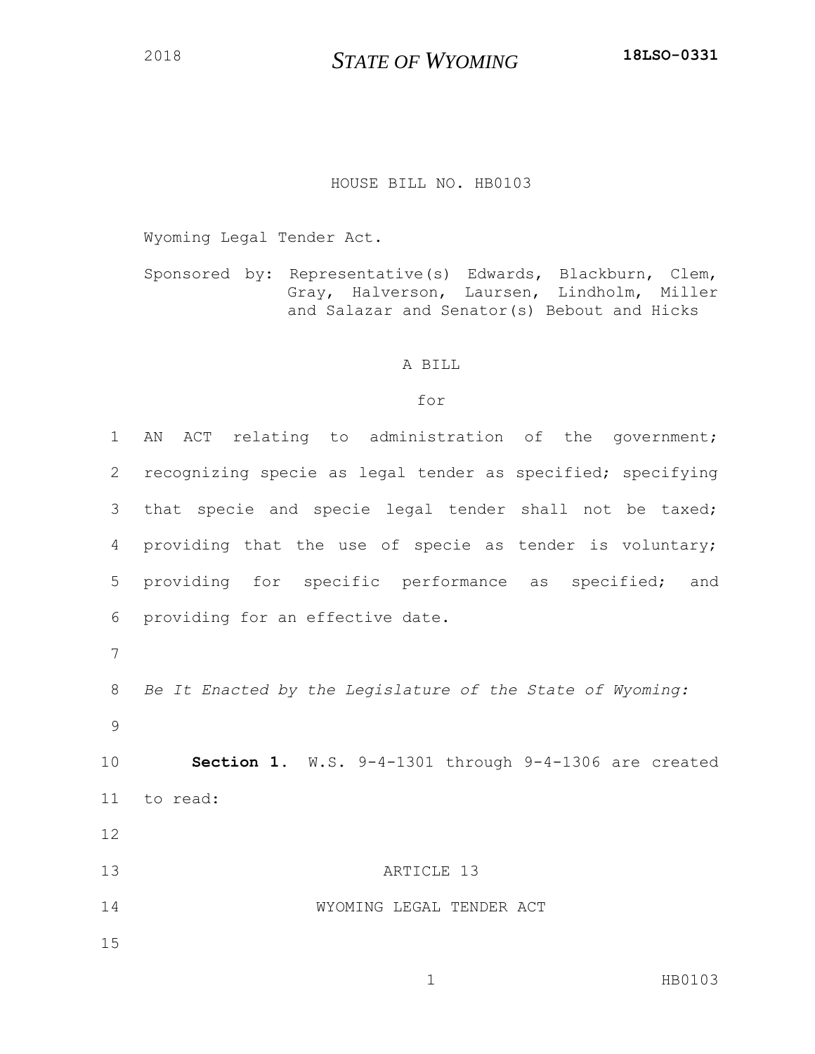2018 **STATE OF WYOMING** **18LSO-0331**

HOUSE BILL NO. HB0103

Wyoming Legal Tender Act.

Sponsored by: Representative(s) Edwards, Blackburn, Clem, Gray, Halverson, Laursen, Lindholm, Miller and Salazar and Senator(s) Bebout and Hicks

A BILL

for

AN ACT relating to administration of the government; recognizing specie as legal tender as specified; specifying that specie and specie legal tender shall not be taxed; providing that the use of specie as tender is voluntary; providing for specific performance as specified; and providing for an effective date.

*Be It Enacted by the Legislature of the State of Wyoming:*

**Section 1.** W.S. 9-4-1301 through 9-4-1306 are created to read:

ARTICLE 13

WYOMING LEGAL TENDER ACT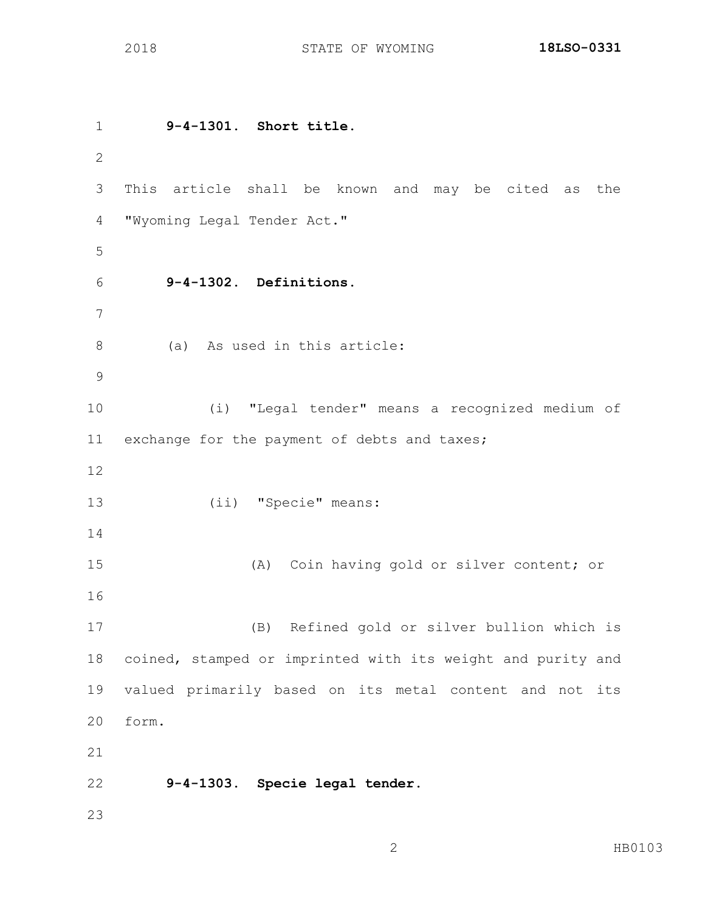**9-4-1301. Short title.**

This article shall be known and may be cited as the "Wyoming Legal Tender Act."

**9-4-1302. Definitions.**

(a) As used in this article:

(i) "Legal tender" means a recognized medium of exchange for the payment of debts and taxes;

(ii) "Specie" means:

(A) Coin having gold or silver content; or

(B) Refined gold or silver bullion which is coined, stamped or imprinted with its weight and purity and valued primarily based on its metal content and not its form.

**9-4-1303. Specie legal tender.**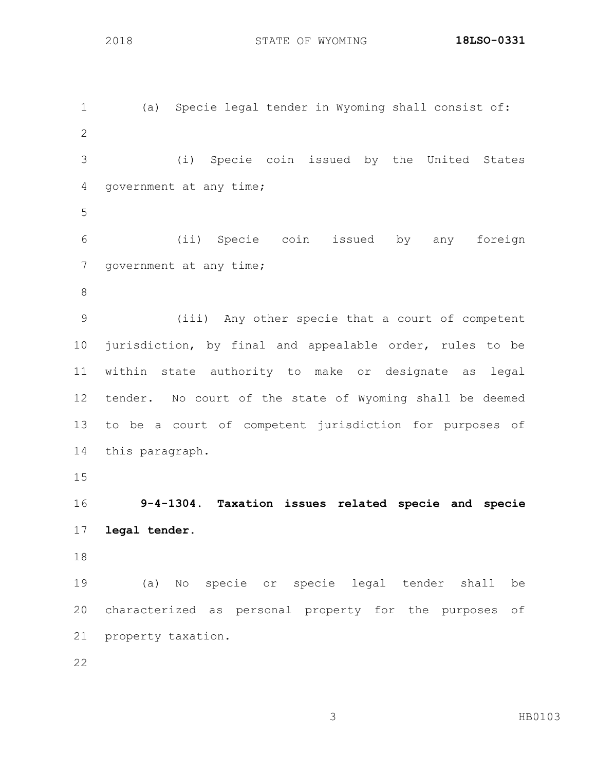(a) Specie legal tender in Wyoming shall consist of:

(i) Specie coin issued by the United States government at any time;

(ii) Specie coin issued by any foreign government at any time;

(iii) Any other specie that a court of competent jurisdiction, by final and appealable order, rules to be within state authority to make or designate as legal tender. No court of the state of Wyoming shall be deemed to be a court of competent jurisdiction for purposes of this paragraph.

**9-4-1304. Taxation issues related specie and specie legal tender.**

(a) No specie or specie legal tender shall be characterized as personal property for the purposes of property taxation.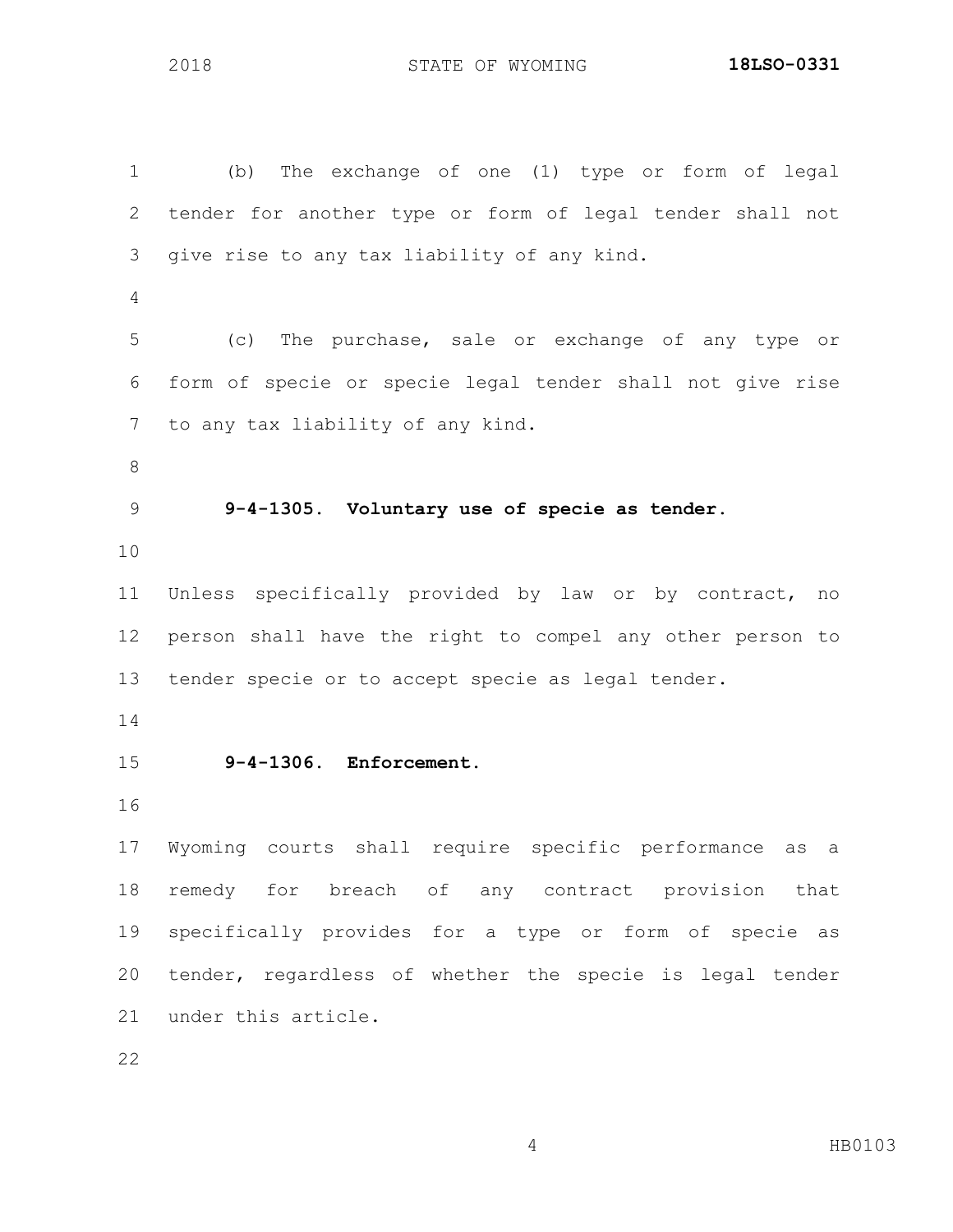(b) The exchange of one (1) type or form of legal tender for another type or form of legal tender shall not give rise to any tax liability of any kind.

(c) The purchase, sale or exchange of any type or form of specie or specie legal tender shall not give rise to any tax liability of any kind.

**9-4-1305. Voluntary use of specie as tender.**

Unless specifically provided by law or by contract, no person shall have the right to compel any other person to tender specie or to accept specie as legal tender.

**9-4-1306. Enforcement.**

Wyoming courts shall require specific performance as a remedy for breach of any contract provision that specifically provides for a type or form of specie as tender, regardless of whether the specie is legal tender under this article.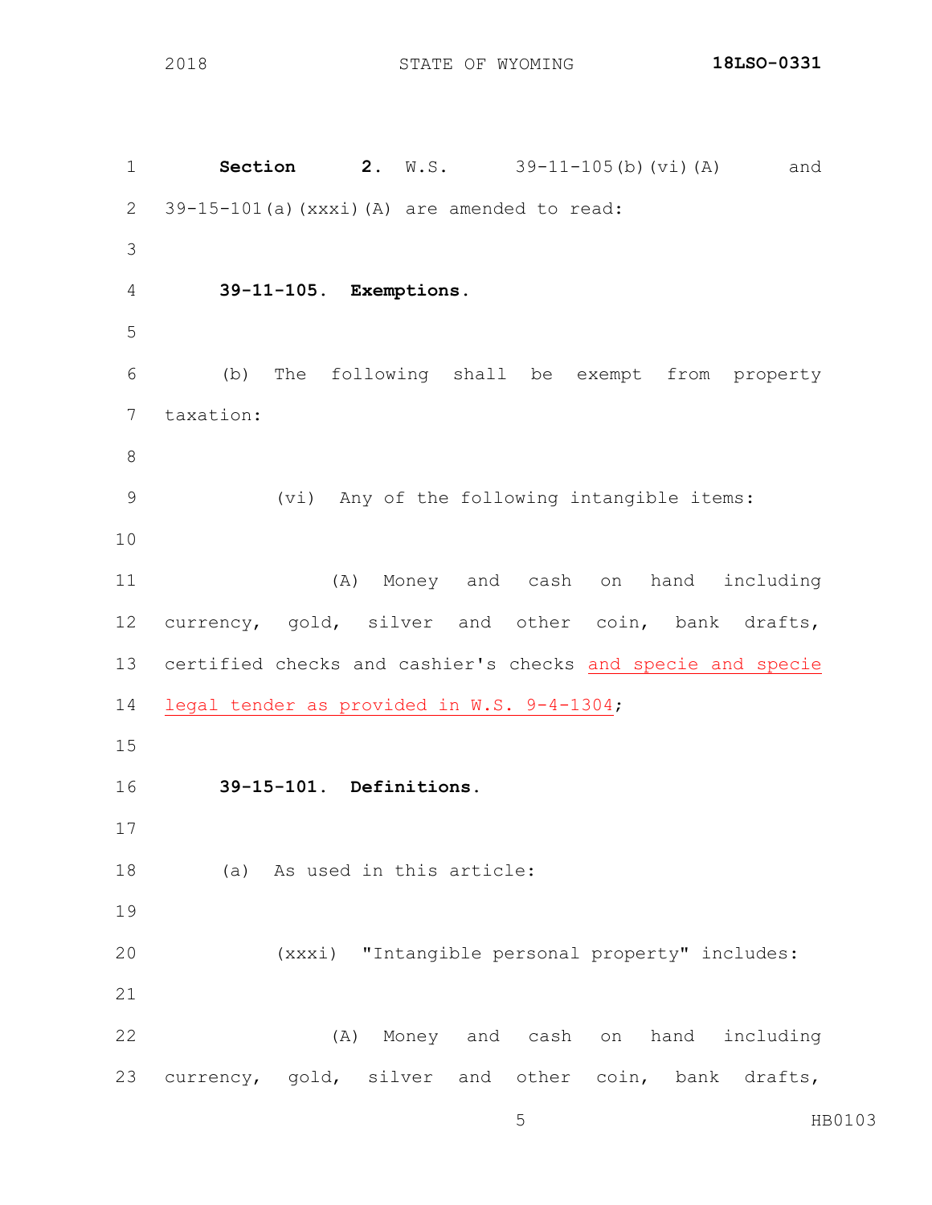**Section 2.** W.S. 39-11-105(b)(vi)(A) and 39-15-101(a)(xxxi)(A) are amended to read:

**39-11-105. Exemptions.**

(b) The following shall be exempt from property taxation:

(vi) Any of the following intangible items:

(A) Money and cash on hand including currency, gold, silver and other coin, bank drafts, certified checks and cashier's checks and specie and specie legal tender as provided in W.S. 9-4-1304;

**39-15-101. Definitions.**

(a) As used in this article:

(xxxi) "Intangible personal property" includes:

(A) Money and cash on hand including currency, gold, silver and other coin, bank drafts,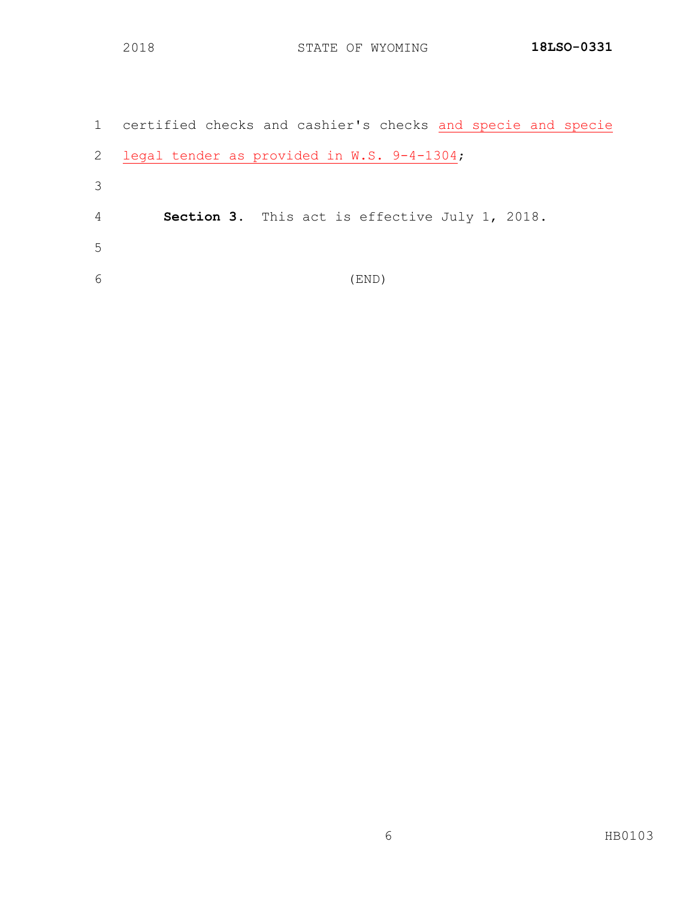certified checks and cashier's checks <u>and specie and specie legal tender as provided in W.S. 9-4-1304</u>;

**Section 3.** This act is effective July 1, 2018.

(END)